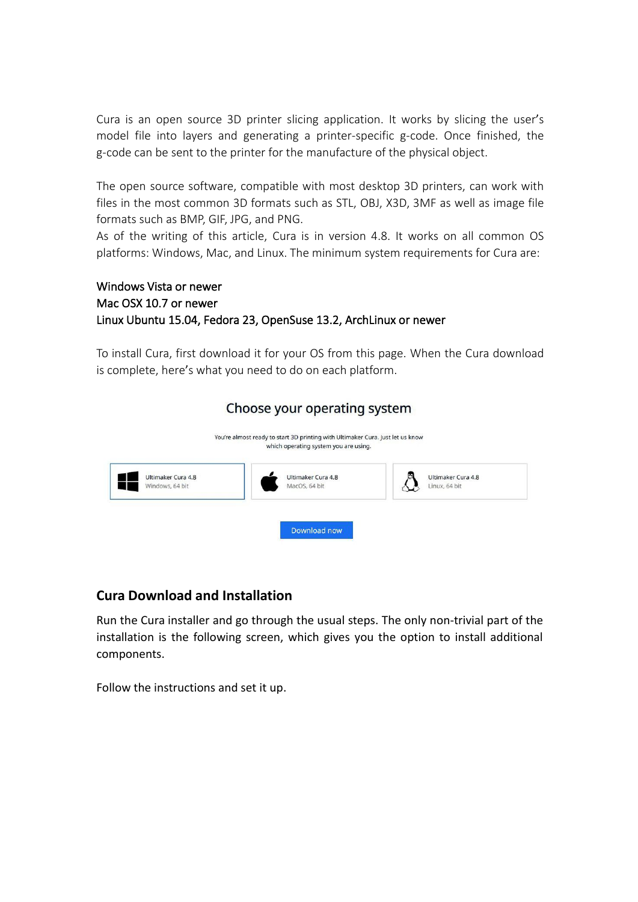Cura is an open source 3D printer slicing application. It works by slicing the user's model file into layers and generating a printer-specific g-code. Once finished, the g-code can be sent to the printer for the manufacture of the physical object.

The open source software, compatible with most desktop 3D printers, can work with files in the most common 3D formats such as STL, OBJ, X3D, 3MF as well as image file formats such as BMP, GIF, JPG, and PNG.
As of the writing of this article, Cura is in version 4.8. It works on all common OS platforms: Windows, Mac, and Linux. The minimum system requirements for Cura are:

Windows Vista or newer
Mac OSX 10.7 or newer
Linux Ubuntu 15.04, Fedora 23, OpenSuse 13.2, ArchLinux or newer

To install Cura, first download it for your OS from this page. When the Cura download is complete, here's what you need to do on each platform.

Choose your operating system

You're almost ready to start 3D printing with Ultimaker Cura. Just let us know which operating system you are using.

Ultimaker Cura 4.8 Windows, 64 bit

Ultimaker Cura 4.8 MacOS, 64 bit

Ultimaker Cura 4.8 Linux, 64 bit

Download now

## Cura Download and Installation

Run the Cura installer and go through the usual steps. The only non-trivial part of the installation is the following screen, which gives you the option to install additional components.

Follow the instructions and set it up.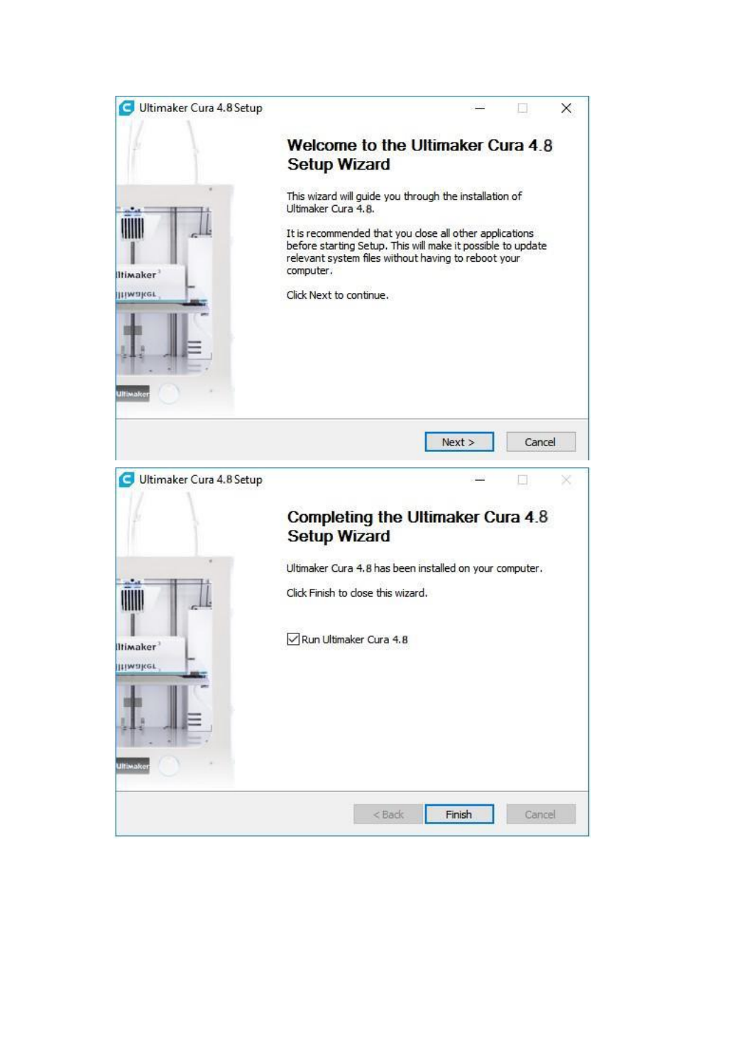Ultimaker Cura 4.8 Setup

## Welcome to the Ultimaker Cura 4.8 Setup Wizard

This wizard will guide you through the installation of Ultimaker Cura 4.8.

It is recommended that you close all other applications before starting Setup. This will make it possible to update relevant system files without having to reboot your computer.

Click Next to continue.

Next > Cancel

Ultimaker Cura 4.8 Setup

## Completing the Ultimaker Cura 4.8 Setup Wizard

Ultimaker Cura 4.8 has been installed on your computer.

Click Finish to close this wizard.

☑ Run Ultimaker Cura 4.8

< Back Finish Cancel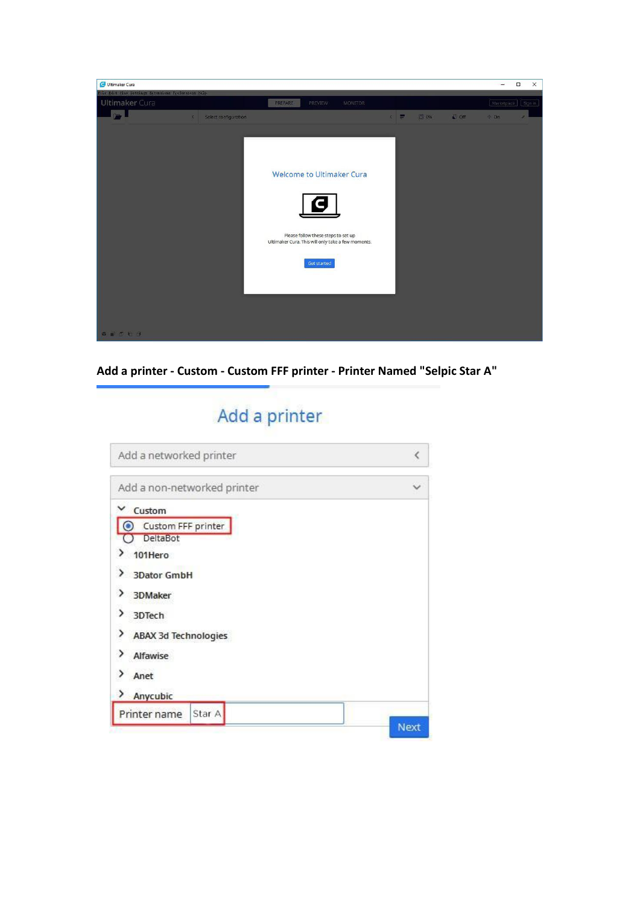**Add a printer - Custom - Custom FFF printer - Printer Named "Selpic Star A"**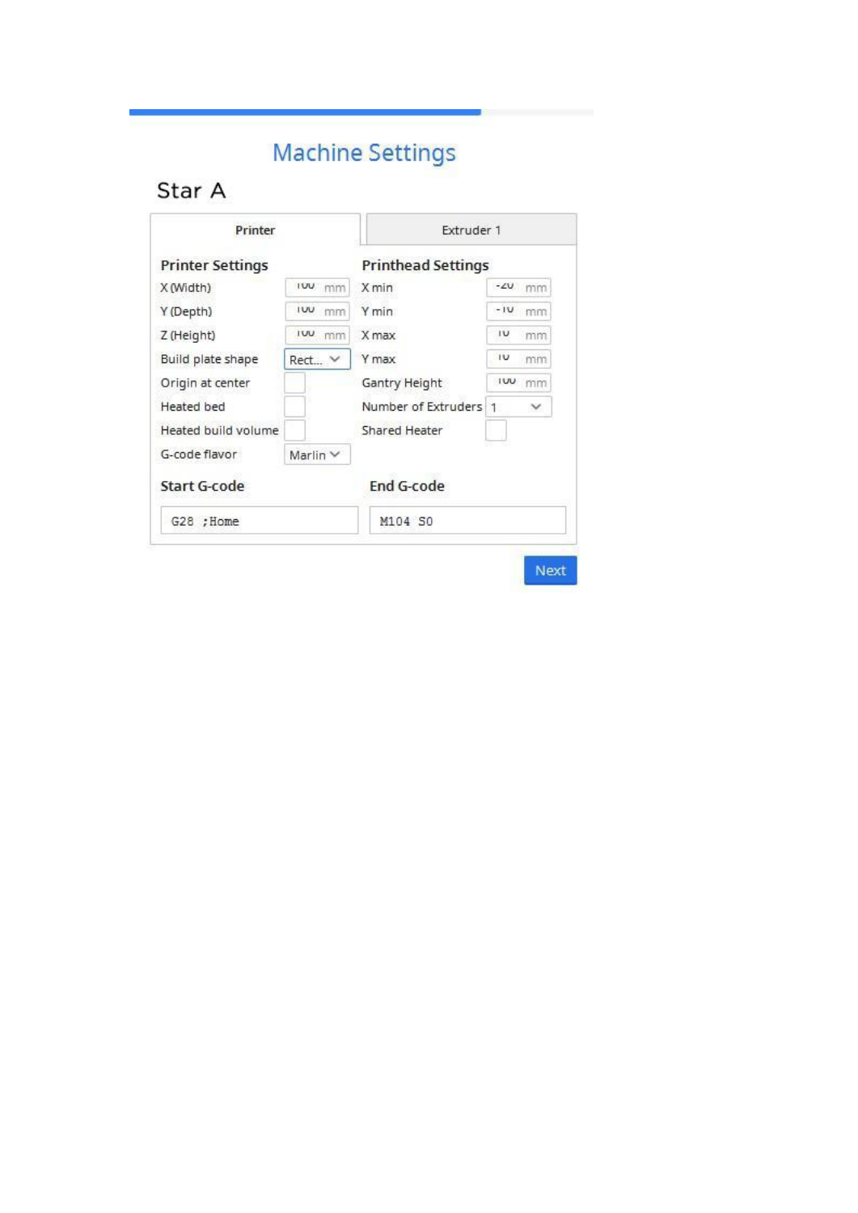## Machine Settings

### Star A

Printer | Extruder 1

**Printer Settings**

| Setting | Value |
| --- | --- |
| X (Width) | 100 mm |
| Y (Depth) | 100 mm |
| Z (Height) | 100 mm |
| Build plate shape | Rect... |
| Origin at center | ☐ |
| Heated bed | ☐ |
| Heated build volume | ☐ |
| G-code flavor | Marlin |

**Printhead Settings**

| Setting | Value |
| --- | --- |
| X min | -20 mm |
| Y min | -10 mm |
| X max | 10 mm |
| Y max | 10 mm |
| Gantry Height | 100 mm |
| Number of Extruders | 1 |
| Shared Heater | ☐ |

**Start G-code**

```
G28 ;Home
```

**End G-code**

```
M104 S0
```

Next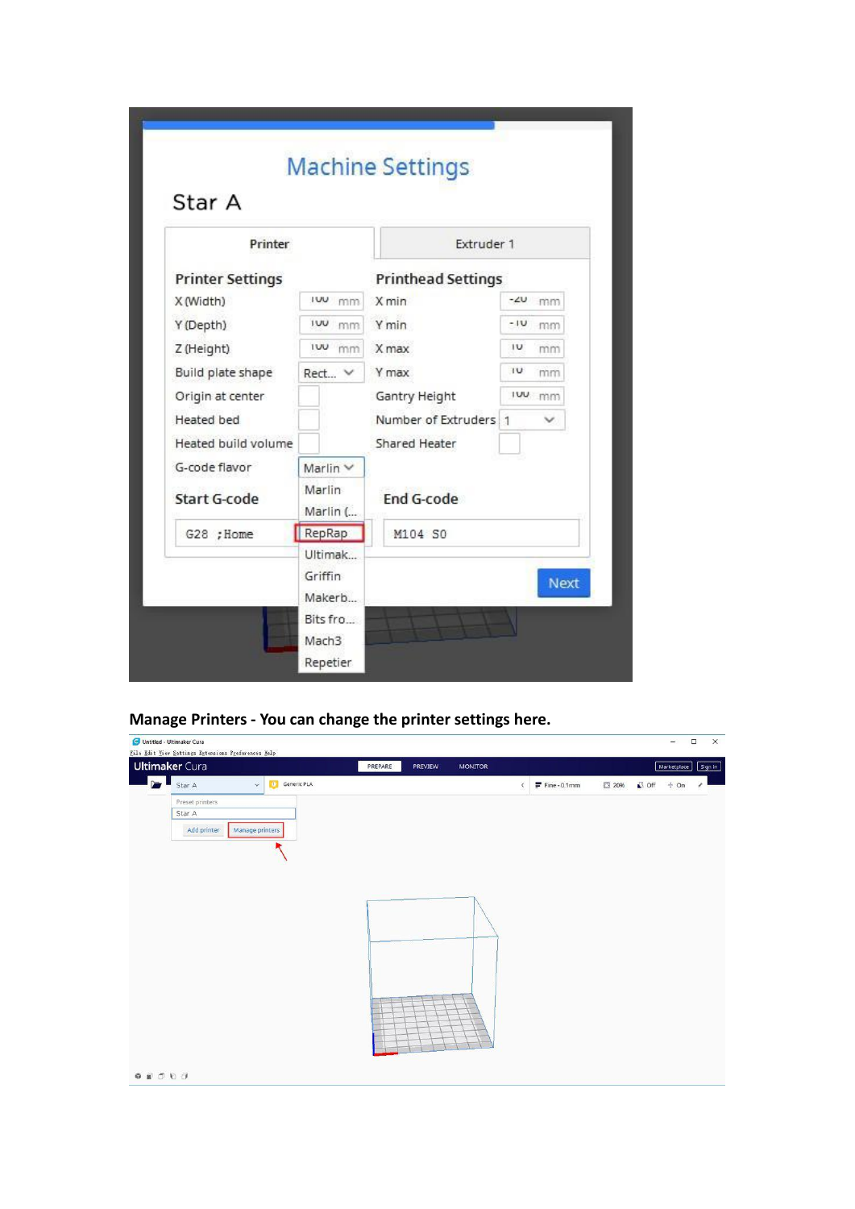**Manage Printers - You can change the printer settings here.**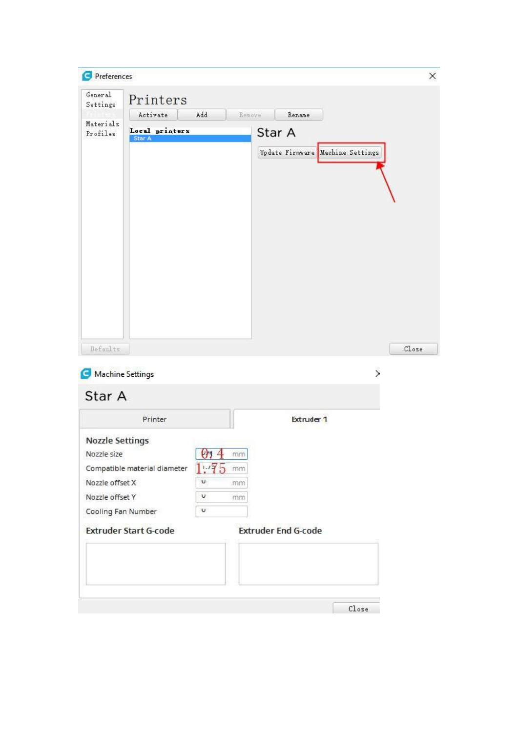Preferences

General Settings
Printers
Materials
Profiles

# Printers

Activate | Add | Remove | Rename

**Local printers**

Star A

## Star A

Update Firmware | Machine Settings

Defaults

Close

Machine Settings

## Star A

Printer | Extruder 1

### Nozzle Settings

| Setting | Value |
| --- | --- |
| Nozzle size | 0.4 mm |
| Compatible material diameter | 1.75 mm |
| Nozzle offset X | 0 mm |
| Nozzle offset Y | 0 mm |
| Cooling Fan Number | 0 |

### Extruder Start G-code

### Extruder End G-code

Close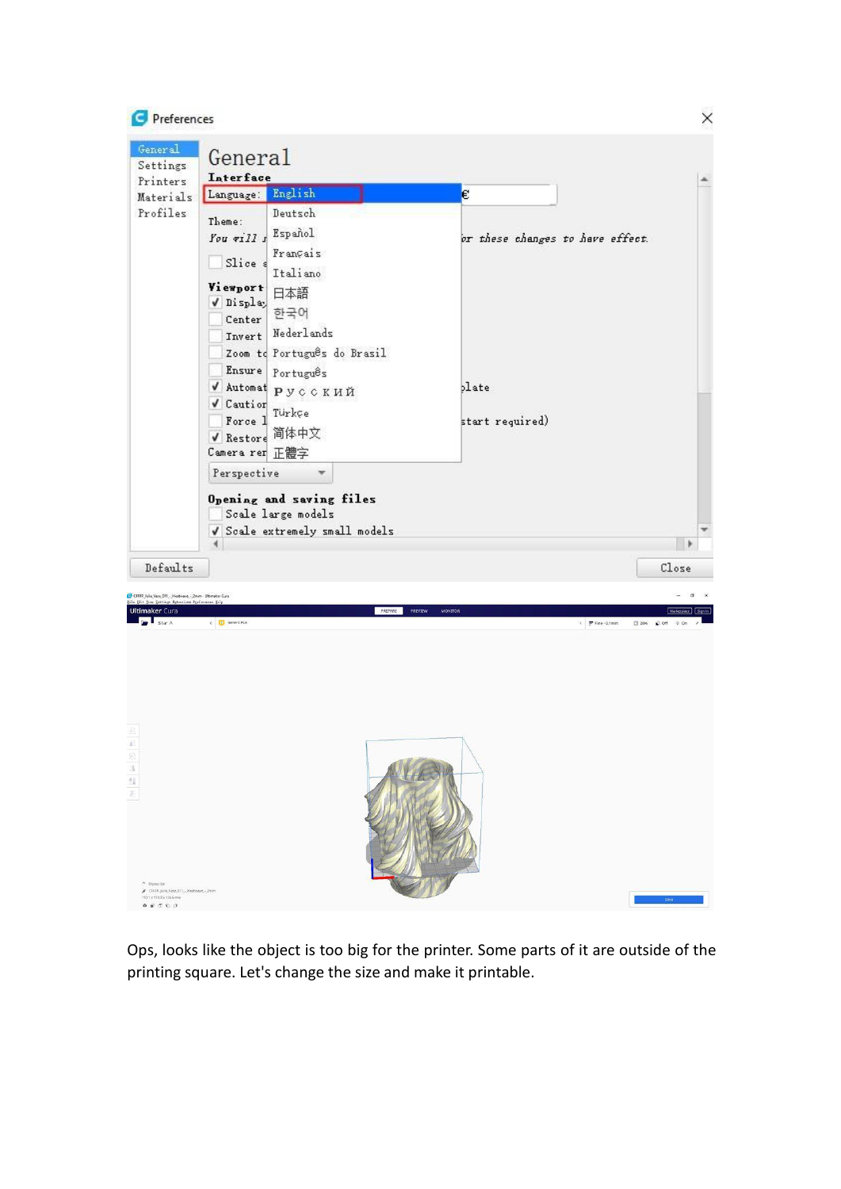Ops, looks like the object is too big for the printer. Some parts of it are outside of the printing square. Let's change the size and make it printable.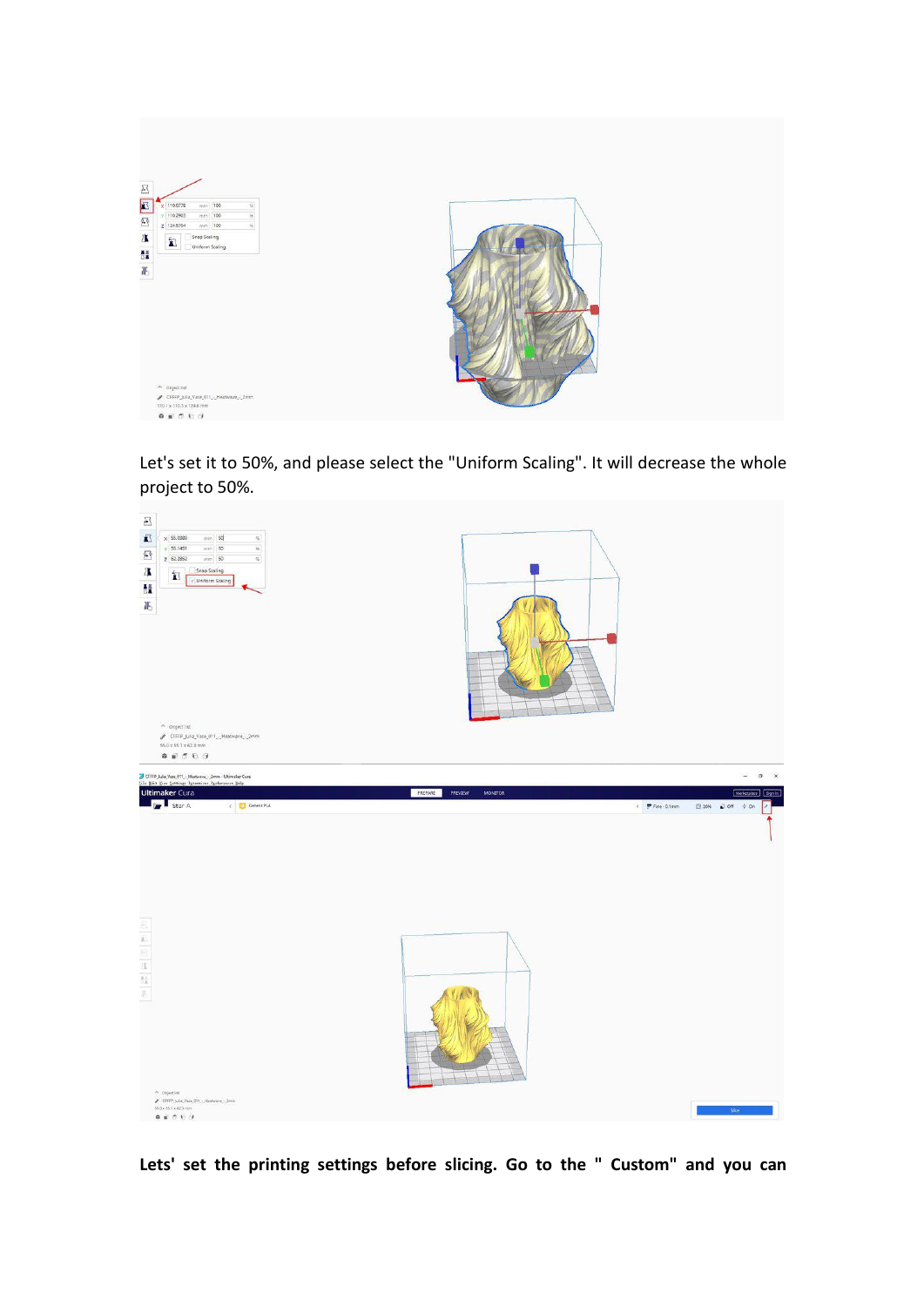Let's set it to 50%, and please select the "Uniform Scaling". It will decrease the whole project to 50%.

**Lets' set the printing settings before slicing. Go to the " Custom" and you can**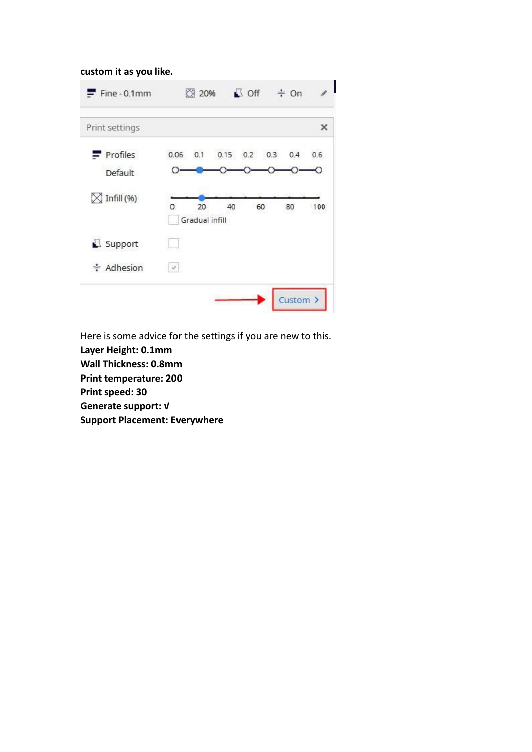**custom it as you like.**

Here is some advice for the settings if you are new to this.

**Layer Height: 0.1mm**

**Wall Thickness: 0.8mm**

**Print temperature: 200**

**Print speed: 30**

**Generate support: √**

**Support Placement: Everywhere**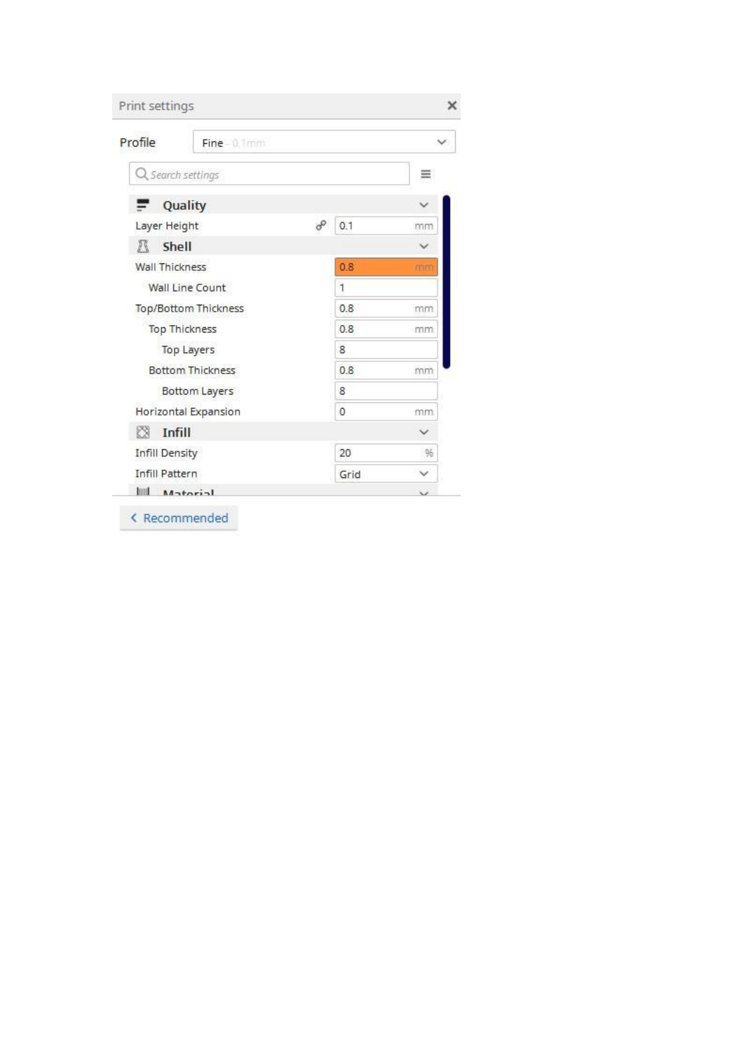Print settings ×

Profile: Fine - 0.1mm

Search settings

**Quality**

| Setting | Value |
| --- | --- |
| Layer Height | 0.1 mm |

**Shell**

| Setting | Value |
| --- | --- |
| Wall Thickness | 0.8 mm |
| Wall Line Count | 1 |
| Top/Bottom Thickness | 0.8 mm |
| Top Thickness | 0.8 mm |
| Top Layers | 8 |
| Bottom Thickness | 0.8 mm |
| Bottom Layers | 8 |
| Horizontal Expansion | 0 mm |

**Infill**

| Setting | Value |
| --- | --- |
| Infill Density | 20 % |
| Infill Pattern | Grid |

**Material**

< Recommended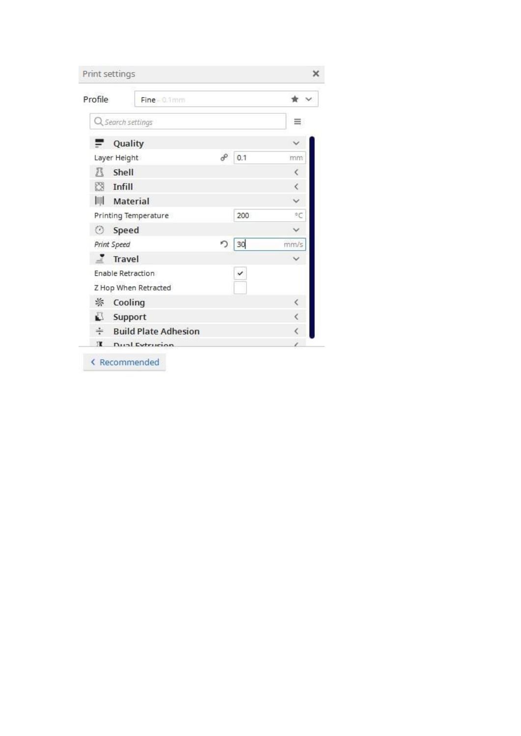Print settings ×

Profile: Fine - 0.1mm

Search settings

**Quality**

Layer Height: 0.1 mm

**Shell**

**Infill**

**Material**

Printing Temperature: 200 °C

**Speed**

*Print Speed*: 30 mm/s

**Travel**

Enable Retraction: ✓

Z Hop When Retracted: ☐

**Cooling**

**Support**

**Build Plate Adhesion**

**Dual Extrusion**

< Recommended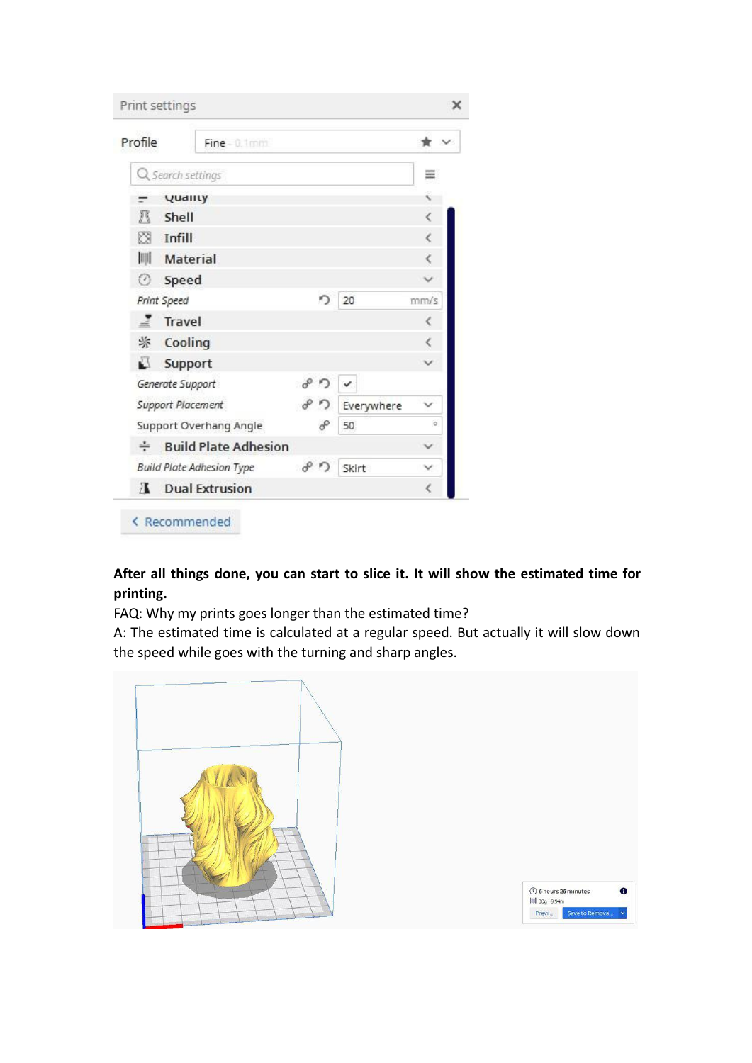Print settings

Profile: Fine - 0.1mm

Search settings

- Quality
- Shell
- Infill
- Material
- Speed
  - Print Speed: 20 mm/s
- Travel
- Cooling
- Support
  - Generate Support: ✓
  - Support Placement: Everywhere
  - Support Overhang Angle: 50 °
- Build Plate Adhesion
  - Build Plate Adhesion Type: Skirt
- Dual Extrusion

< Recommended

**After all things done, you can start to slice it. It will show the estimated time for printing.**

FAQ: Why my prints goes longer than the estimated time?

A: The estimated time is calculated at a regular speed. But actually it will slow down the speed while goes with the turning and sharp angles.

6 hours 26 minutes

30g · 9.94m

Previ... | Save to Remova...